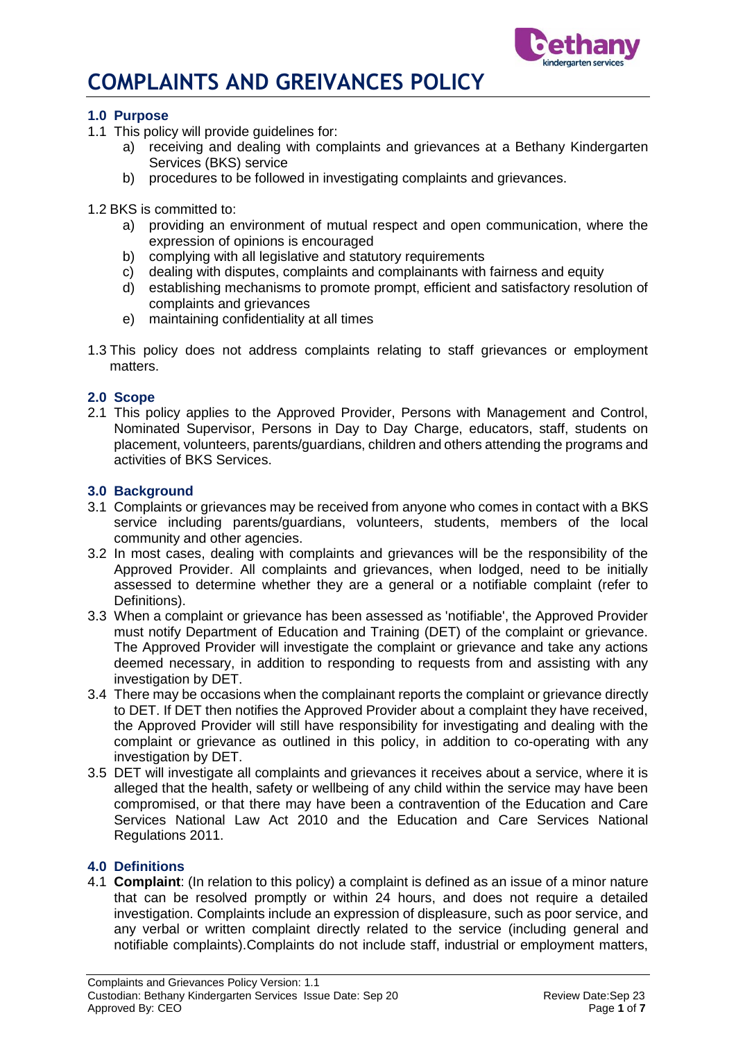# COMPLAINTS AND GREIVANCES POLICY

### 1.0 Purpose

1.1 This policy will provide guidelines for:

   a) receiving and dealing with complaints and grievances at a Bethany Kindergarten Services (BKS) service
   
   b) procedures to be followed in investigating complaints and grievances.

1.2 BKS is committed to:

   a) providing an environment of mutual respect and open communication, where the expression of opinions is encouraged
   
   b) complying with all legislative and statutory requirements
   
   c) dealing with disputes, complaints and complainants with fairness and equity
   
   d) establishing mechanisms to promote prompt, efficient and satisfactory resolution of complaints and grievances
   
   e) maintaining confidentiality at all times

1.3 This policy does not address complaints relating to staff grievances or employment matters.

### 2.0 Scope

2.1 This policy applies to the Approved Provider, Persons with Management and Control, Nominated Supervisor, Persons in Day to Day Charge, educators, staff, students on placement, volunteers, parents/guardians, children and others attending the programs and activities of BKS Services.

### 3.0 Background

3.1 Complaints or grievances may be received from anyone who comes in contact with a BKS service including parents/guardians, volunteers, students, members of the local community and other agencies.

3.2 In most cases, dealing with complaints and grievances will be the responsibility of the Approved Provider. All complaints and grievances, when lodged, need to be initially assessed to determine whether they are a general or a notifiable complaint (refer to Definitions).

3.3 When a complaint or grievance has been assessed as 'notifiable', the Approved Provider must notify Department of Education and Training (DET) of the complaint or grievance. The Approved Provider will investigate the complaint or grievance and take any actions deemed necessary, in addition to responding to requests from and assisting with any investigation by DET.

3.4 There may be occasions when the complainant reports the complaint or grievance directly to DET. If DET then notifies the Approved Provider about a complaint they have received, the Approved Provider will still have responsibility for investigating and dealing with the complaint or grievance as outlined in this policy, in addition to co-operating with any investigation by DET.

3.5 DET will investigate all complaints and grievances it receives about a service, where it is alleged that the health, safety or wellbeing of any child within the service may have been compromised, or that there may have been a contravention of the Education and Care Services National Law Act 2010 and the Education and Care Services National Regulations 2011.

### 4.0 Definitions

4.1 **Complaint**: (In relation to this policy) a complaint is defined as an issue of a minor nature that can be resolved promptly or within 24 hours, and does not require a detailed investigation. Complaints include an expression of displeasure, such as poor service, and any verbal or written complaint directly related to the service (including general and notifiable complaints).Complaints do not include staff, industrial or employment matters,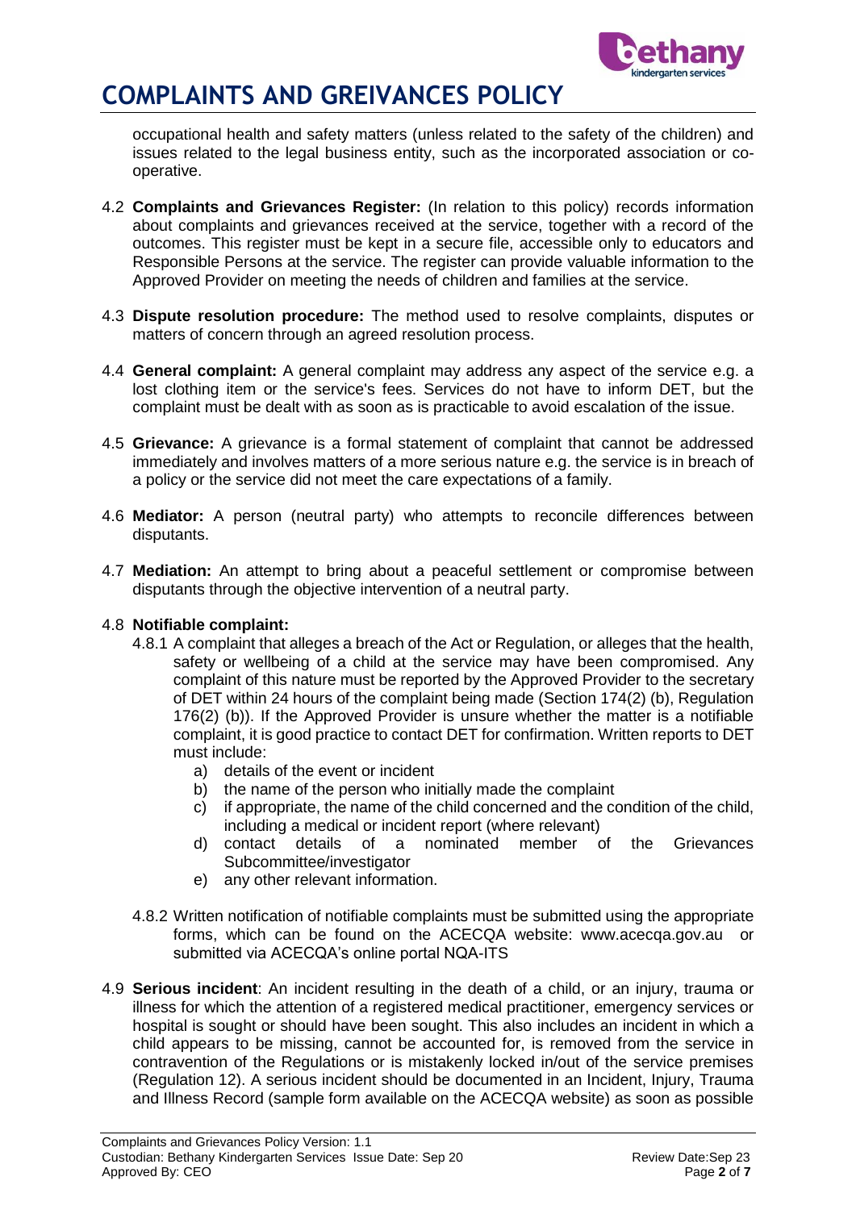occupational health and safety matters (unless related to the safety of the children) and issues related to the legal business entity, such as the incorporated association or co-operative.

4.2 **Complaints and Grievances Register:** (In relation to this policy) records information about complaints and grievances received at the service, together with a record of the outcomes. This register must be kept in a secure file, accessible only to educators and Responsible Persons at the service. The register can provide valuable information to the Approved Provider on meeting the needs of children and families at the service.

4.3 **Dispute resolution procedure:** The method used to resolve complaints, disputes or matters of concern through an agreed resolution process.

4.4 **General complaint:** A general complaint may address any aspect of the service e.g. a lost clothing item or the service's fees. Services do not have to inform DET, but the complaint must be dealt with as soon as is practicable to avoid escalation of the issue.

4.5 **Grievance:** A grievance is a formal statement of complaint that cannot be addressed immediately and involves matters of a more serious nature e.g. the service is in breach of a policy or the service did not meet the care expectations of a family.

4.6 **Mediator:** A person (neutral party) who attempts to reconcile differences between disputants.

4.7 **Mediation:** An attempt to bring about a peaceful settlement or compromise between disputants through the objective intervention of a neutral party.

4.8 **Notifiable complaint:**

4.8.1 A complaint that alleges a breach of the Act or Regulation, or alleges that the health, safety or wellbeing of a child at the service may have been compromised. Any complaint of this nature must be reported by the Approved Provider to the secretary of DET within 24 hours of the complaint being made (Section 174(2) (b), Regulation 176(2) (b)). If the Approved Provider is unsure whether the matter is a notifiable complaint, it is good practice to contact DET for confirmation. Written reports to DET must include:

a) details of the event or incident
b) the name of the person who initially made the complaint
c) if appropriate, the name of the child concerned and the condition of the child, including a medical or incident report (where relevant)
d) contact details of a nominated member of the Grievances Subcommittee/investigator
e) any other relevant information.

4.8.2 Written notification of notifiable complaints must be submitted using the appropriate forms, which can be found on the ACECQA website: www.acecqa.gov.au or submitted via ACECQA's online portal NQA-ITS

4.9 **Serious incident**: An incident resulting in the death of a child, or an injury, trauma or illness for which the attention of a registered medical practitioner, emergency services or hospital is sought or should have been sought. This also includes an incident in which a child appears to be missing, cannot be accounted for, is removed from the service in contravention of the Regulations or is mistakenly locked in/out of the service premises (Regulation 12). A serious incident should be documented in an Incident, Injury, Trauma and Illness Record (sample form available on the ACECQA website) as soon as possible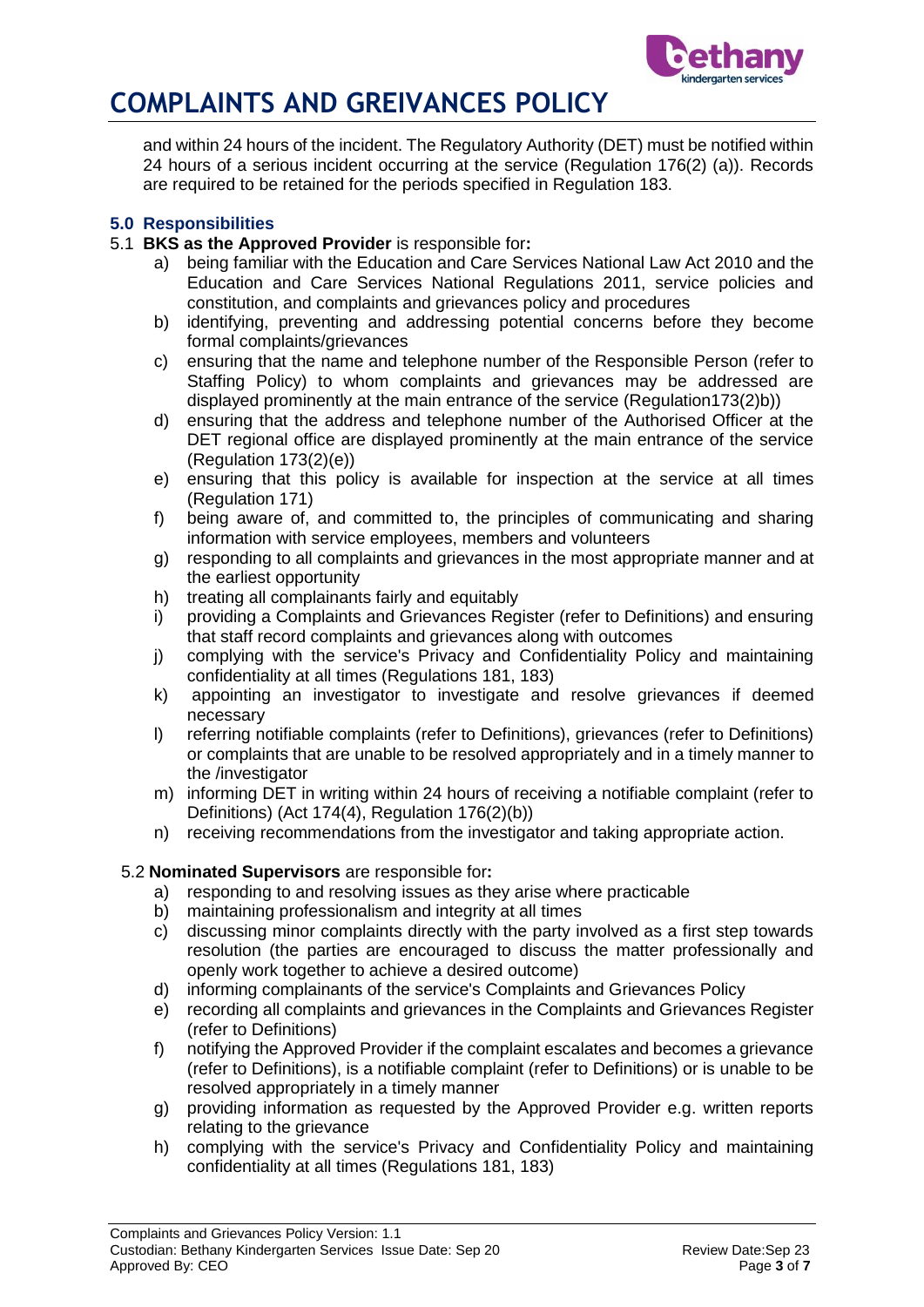and within 24 hours of the incident. The Regulatory Authority (DET) must be notified within 24 hours of a serious incident occurring at the service (Regulation 176(2) (a)). Records are required to be retained for the periods specified in Regulation 183.

### 5.0 Responsibilities

5.1 **BKS as the Approved Provider** is responsible for**:**

a) being familiar with the Education and Care Services National Law Act 2010 and the Education and Care Services National Regulations 2011, service policies and constitution, and complaints and grievances policy and procedures
b) identifying, preventing and addressing potential concerns before they become formal complaints/grievances
c) ensuring that the name and telephone number of the Responsible Person (refer to Staffing Policy) to whom complaints and grievances may be addressed are displayed prominently at the main entrance of the service (Regulation173(2)b))
d) ensuring that the address and telephone number of the Authorised Officer at the DET regional office are displayed prominently at the main entrance of the service (Regulation 173(2)(e))
e) ensuring that this policy is available for inspection at the service at all times (Regulation 171)
f) being aware of, and committed to, the principles of communicating and sharing information with service employees, members and volunteers
g) responding to all complaints and grievances in the most appropriate manner and at the earliest opportunity
h) treating all complainants fairly and equitably
i) providing a Complaints and Grievances Register (refer to Definitions) and ensuring that staff record complaints and grievances along with outcomes
j) complying with the service's Privacy and Confidentiality Policy and maintaining confidentiality at all times (Regulations 181, 183)
k) appointing an investigator to investigate and resolve grievances if deemed necessary
l) referring notifiable complaints (refer to Definitions), grievances (refer to Definitions) or complaints that are unable to be resolved appropriately and in a timely manner to the /investigator
m) informing DET in writing within 24 hours of receiving a notifiable complaint (refer to Definitions) (Act 174(4), Regulation 176(2)(b))
n) receiving recommendations from the investigator and taking appropriate action.

5.2 **Nominated Supervisors** are responsible for**:**

a) responding to and resolving issues as they arise where practicable
b) maintaining professionalism and integrity at all times
c) discussing minor complaints directly with the party involved as a first step towards resolution (the parties are encouraged to discuss the matter professionally and openly work together to achieve a desired outcome)
d) informing complainants of the service's Complaints and Grievances Policy
e) recording all complaints and grievances in the Complaints and Grievances Register (refer to Definitions)
f) notifying the Approved Provider if the complaint escalates and becomes a grievance (refer to Definitions), is a notifiable complaint (refer to Definitions) or is unable to be resolved appropriately in a timely manner
g) providing information as requested by the Approved Provider e.g. written reports relating to the grievance
h) complying with the service's Privacy and Confidentiality Policy and maintaining confidentiality at all times (Regulations 181, 183)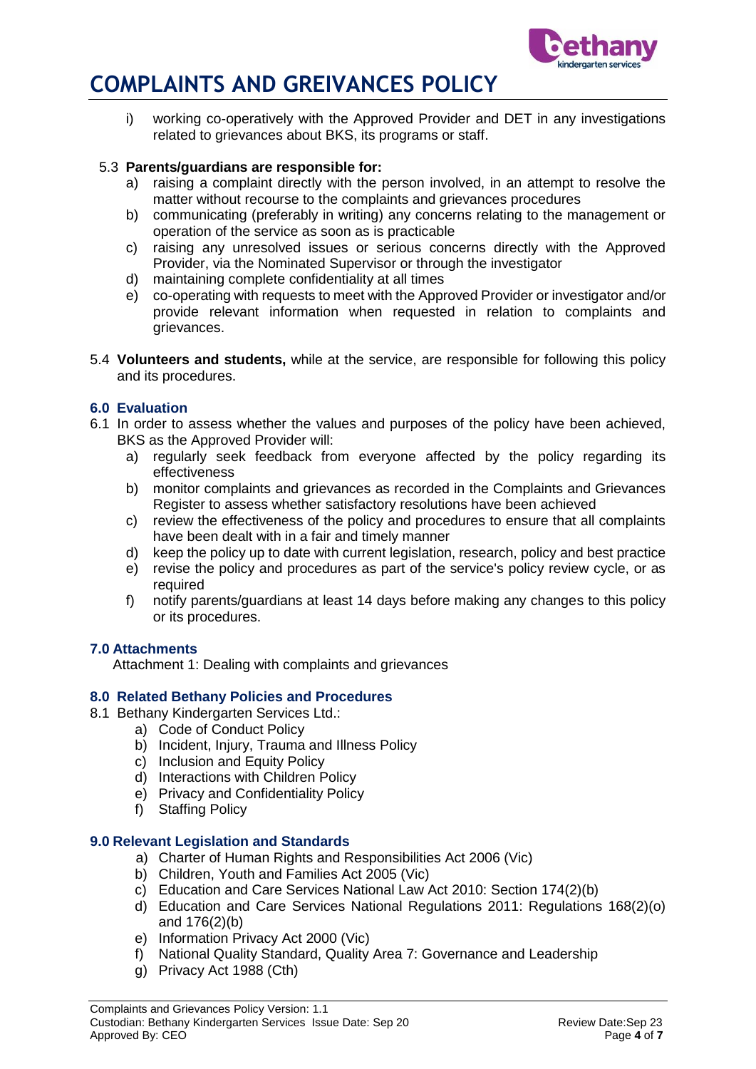i) working co-operatively with the Approved Provider and DET in any investigations related to grievances about BKS, its programs or staff.

5.3 **Parents/guardians are responsible for:**

a) raising a complaint directly with the person involved, in an attempt to resolve the matter without recourse to the complaints and grievances procedures
b) communicating (preferably in writing) any concerns relating to the management or operation of the service as soon as is practicable
c) raising any unresolved issues or serious concerns directly with the Approved Provider, via the Nominated Supervisor or through the investigator
d) maintaining complete confidentiality at all times
e) co-operating with requests to meet with the Approved Provider or investigator and/or provide relevant information when requested in relation to complaints and grievances.

5.4 **Volunteers and students,** while at the service, are responsible for following this policy and its procedures.

## 6.0 Evaluation

6.1 In order to assess whether the values and purposes of the policy have been achieved, BKS as the Approved Provider will:

a) regularly seek feedback from everyone affected by the policy regarding its effectiveness
b) monitor complaints and grievances as recorded in the Complaints and Grievances Register to assess whether satisfactory resolutions have been achieved
c) review the effectiveness of the policy and procedures to ensure that all complaints have been dealt with in a fair and timely manner
d) keep the policy up to date with current legislation, research, policy and best practice
e) revise the policy and procedures as part of the service's policy review cycle, or as required
f) notify parents/guardians at least 14 days before making any changes to this policy or its procedures.

## 7.0 Attachments

Attachment 1: Dealing with complaints and grievances

## 8.0 Related Bethany Policies and Procedures

8.1 Bethany Kindergarten Services Ltd.:

a) Code of Conduct Policy
b) Incident, Injury, Trauma and Illness Policy
c) Inclusion and Equity Policy
d) Interactions with Children Policy
e) Privacy and Confidentiality Policy
f) Staffing Policy

## 9.0 Relevant Legislation and Standards

a) Charter of Human Rights and Responsibilities Act 2006 (Vic)
b) Children, Youth and Families Act 2005 (Vic)
c) Education and Care Services National Law Act 2010: Section 174(2)(b)
d) Education and Care Services National Regulations 2011: Regulations 168(2)(o) and 176(2)(b)
e) Information Privacy Act 2000 (Vic)
f) National Quality Standard, Quality Area 7: Governance and Leadership
g) Privacy Act 1988 (Cth)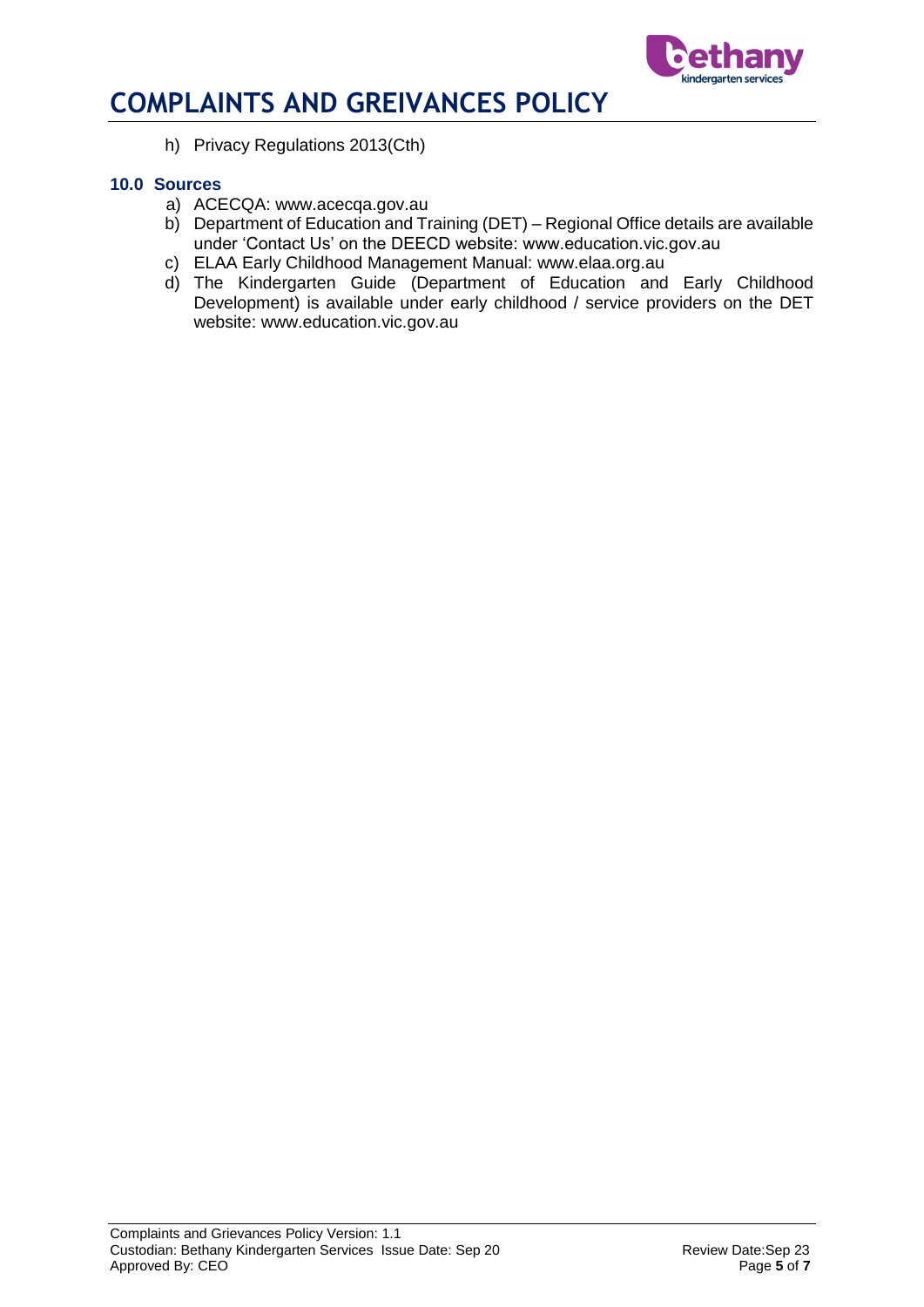h) Privacy Regulations 2013(Cth)

### 10.0 Sources

a) ACECQA: www.acecqa.gov.au
b) Department of Education and Training (DET) – Regional Office details are available under 'Contact Us' on the DEECD website: www.education.vic.gov.au
c) ELAA Early Childhood Management Manual: www.elaa.org.au
d) The Kindergarten Guide (Department of Education and Early Childhood Development) is available under early childhood / service providers on the DET website: www.education.vic.gov.au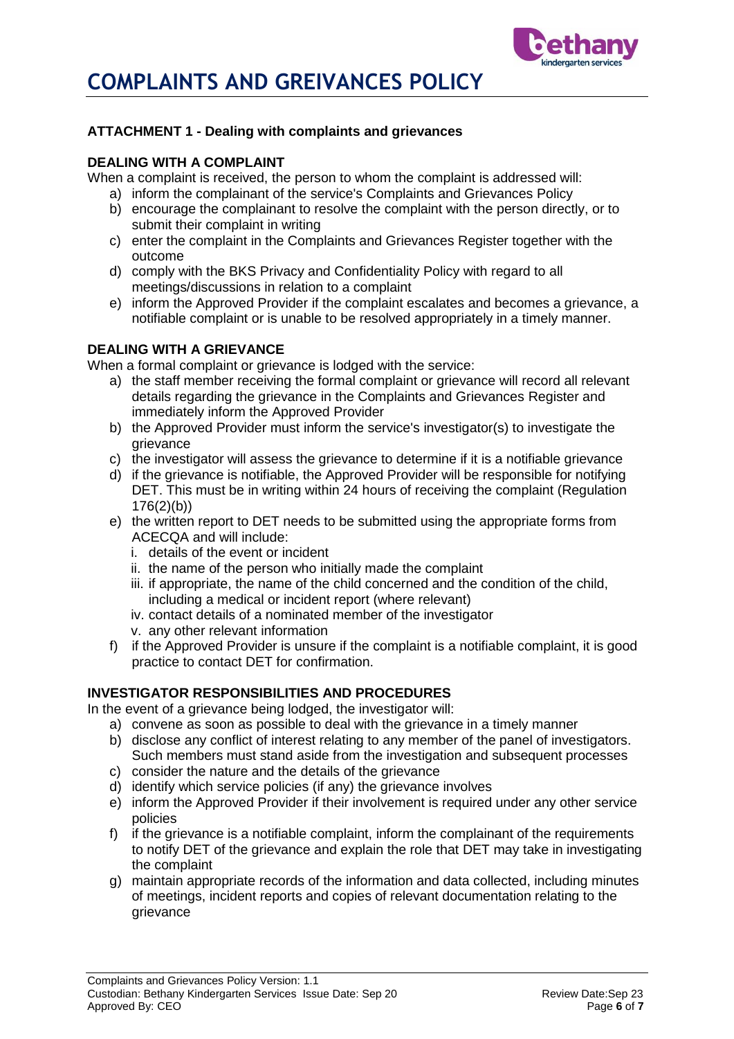# COMPLAINTS AND GREIVANCES POLICY

### ATTACHMENT 1 - Dealing with complaints and grievances

**DEALING WITH A COMPLAINT**

When a complaint is received, the person to whom the complaint is addressed will:

a) inform the complainant of the service's Complaints and Grievances Policy
b) encourage the complainant to resolve the complaint with the person directly, or to submit their complaint in writing
c) enter the complaint in the Complaints and Grievances Register together with the outcome
d) comply with the BKS Privacy and Confidentiality Policy with regard to all meetings/discussions in relation to a complaint
e) inform the Approved Provider if the complaint escalates and becomes a grievance, a notifiable complaint or is unable to be resolved appropriately in a timely manner.

**DEALING WITH A GRIEVANCE**

When a formal complaint or grievance is lodged with the service:

a) the staff member receiving the formal complaint or grievance will record all relevant details regarding the grievance in the Complaints and Grievances Register and immediately inform the Approved Provider
b) the Approved Provider must inform the service's investigator(s) to investigate the grievance
c) the investigator will assess the grievance to determine if it is a notifiable grievance
d) if the grievance is notifiable, the Approved Provider will be responsible for notifying DET. This must be in writing within 24 hours of receiving the complaint (Regulation 176(2)(b))
e) the written report to DET needs to be submitted using the appropriate forms from ACECQA and will include:
   i. details of the event or incident
   ii. the name of the person who initially made the complaint
   iii. if appropriate, the name of the child concerned and the condition of the child, including a medical or incident report (where relevant)
   iv. contact details of a nominated member of the investigator
   v. any other relevant information
f) if the Approved Provider is unsure if the complaint is a notifiable complaint, it is good practice to contact DET for confirmation.

**INVESTIGATOR RESPONSIBILITIES AND PROCEDURES**

In the event of a grievance being lodged, the investigator will:

a) convene as soon as possible to deal with the grievance in a timely manner
b) disclose any conflict of interest relating to any member of the panel of investigators. Such members must stand aside from the investigation and subsequent processes
c) consider the nature and the details of the grievance
d) identify which service policies (if any) the grievance involves
e) inform the Approved Provider if their involvement is required under any other service policies
f) if the grievance is a notifiable complaint, inform the complainant of the requirements to notify DET of the grievance and explain the role that DET may take in investigating the complaint
g) maintain appropriate records of the information and data collected, including minutes of meetings, incident reports and copies of relevant documentation relating to the grievance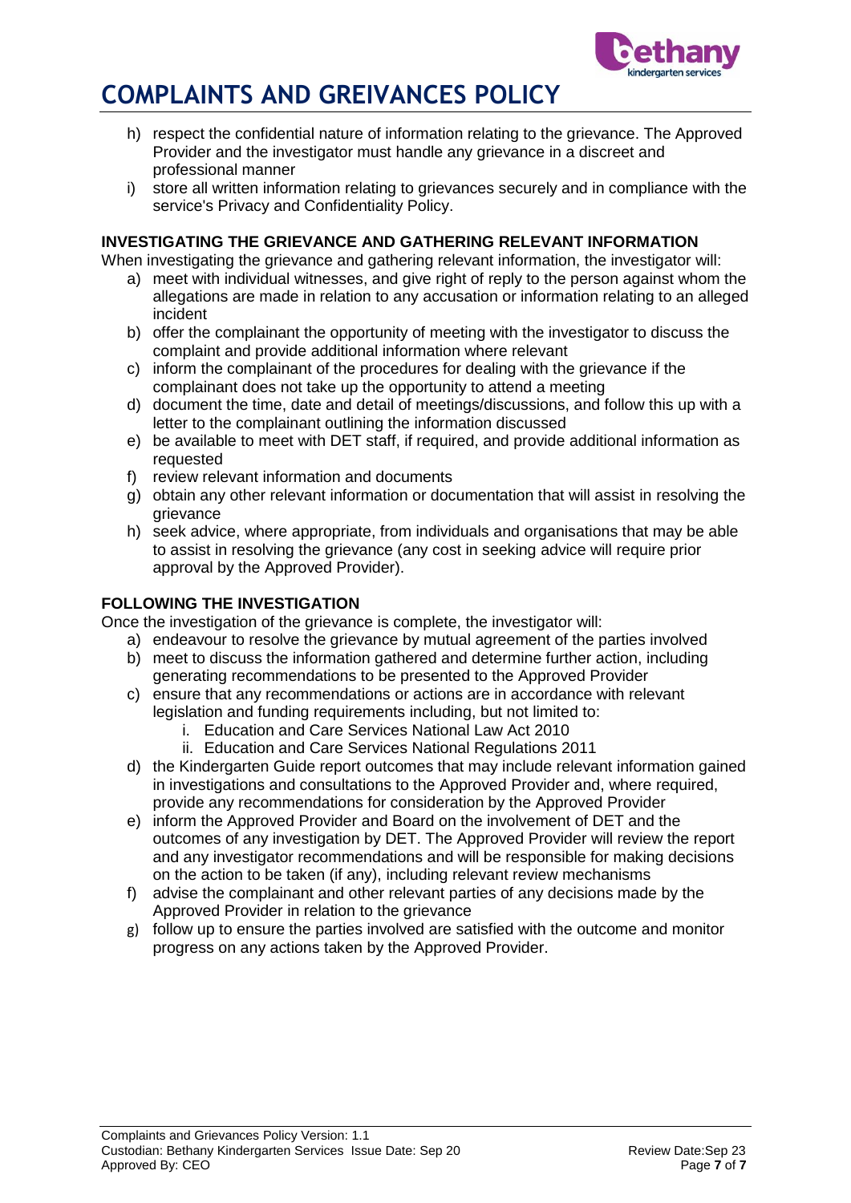h) respect the confidential nature of information relating to the grievance. The Approved Provider and the investigator must handle any grievance in a discreet and professional manner
i) store all written information relating to grievances securely and in compliance with the service's Privacy and Confidentiality Policy.

### INVESTIGATING THE GRIEVANCE AND GATHERING RELEVANT INFORMATION

When investigating the grievance and gathering relevant information, the investigator will:

a) meet with individual witnesses, and give right of reply to the person against whom the allegations are made in relation to any accusation or information relating to an alleged incident
b) offer the complainant the opportunity of meeting with the investigator to discuss the complaint and provide additional information where relevant
c) inform the complainant of the procedures for dealing with the grievance if the complainant does not take up the opportunity to attend a meeting
d) document the time, date and detail of meetings/discussions, and follow this up with a letter to the complainant outlining the information discussed
e) be available to meet with DET staff, if required, and provide additional information as requested
f) review relevant information and documents
g) obtain any other relevant information or documentation that will assist in resolving the grievance
h) seek advice, where appropriate, from individuals and organisations that may be able to assist in resolving the grievance (any cost in seeking advice will require prior approval by the Approved Provider).

### FOLLOWING THE INVESTIGATION

Once the investigation of the grievance is complete, the investigator will:

a) endeavour to resolve the grievance by mutual agreement of the parties involved
b) meet to discuss the information gathered and determine further action, including generating recommendations to be presented to the Approved Provider
c) ensure that any recommendations or actions are in accordance with relevant legislation and funding requirements including, but not limited to:
   i. Education and Care Services National Law Act 2010
   ii. Education and Care Services National Regulations 2011
d) the Kindergarten Guide report outcomes that may include relevant information gained in investigations and consultations to the Approved Provider and, where required, provide any recommendations for consideration by the Approved Provider
e) inform the Approved Provider and Board on the involvement of DET and the outcomes of any investigation by DET. The Approved Provider will review the report and any investigator recommendations and will be responsible for making decisions on the action to be taken (if any), including relevant review mechanisms
f) advise the complainant and other relevant parties of any decisions made by the Approved Provider in relation to the grievance
g) follow up to ensure the parties involved are satisfied with the outcome and monitor progress on any actions taken by the Approved Provider.